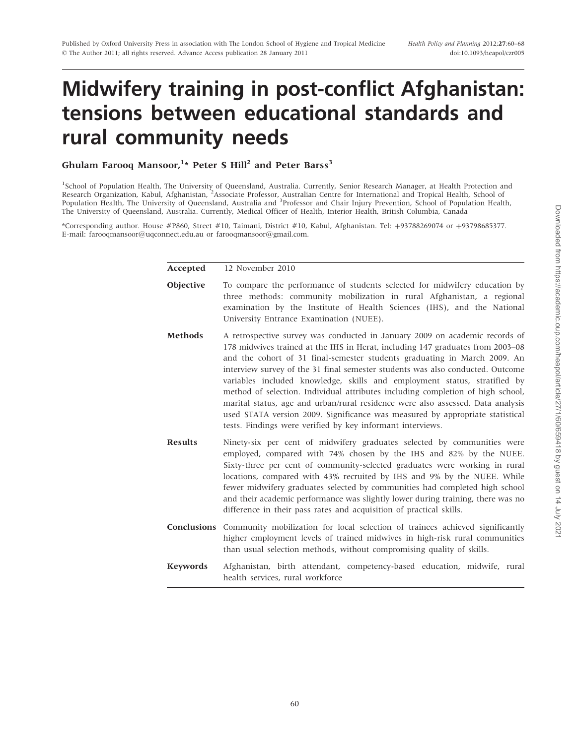# Midwifery training in post-conflict Afghanistan: tensions between educational standards and rural community needs

**Ghulam Farooq Mansoor,[1]* Peter S Hill[2] and Peter Barss[3]**

[1]School of Population Health, The University of Queensland, Australia. Currently, Senior Research Manager, at Health Protection and Research Organization, Kabul, Afghanistan, [2]Associate Professor, Australian Centre for International and Tropical Health, School of Population Health, The University of Queensland, Australia and [3]Professor and Chair Injury Prevention, School of Population Health, The University of Queensland, Australia. Currently, Medical Officer of Health, Interior Health, British Columbia, Canada

*Corresponding author. House #P860, Street #10, Taimani, District #10, Kabul, Afghanistan. Tel: +93788269074 or +93798685377. E-mail: farooqmansoor@uqconnect.edu.au or farooqmansoor@gmail.com.

**Accepted** 12 November 2010

**Objective** To compare the performance of students selected for midwifery education by three methods: community mobilization in rural Afghanistan, a regional examination by the Institute of Health Sciences (IHS), and the National University Entrance Examination (NUEE).

**Methods** A retrospective survey was conducted in January 2009 on academic records of 178 midwives trained at the IHS in Herat, including 147 graduates from 2003–08 and the cohort of 31 final-semester students graduating in March 2009. An interview survey of the 31 final semester students was also conducted. Outcome variables included knowledge, skills and employment status, stratified by method of selection. Individual attributes including completion of high school, marital status, age and urban/rural residence were also assessed. Data analysis used STATA version 2009. Significance was measured by appropriate statistical tests. Findings were verified by key informant interviews.

**Results** Ninety-six per cent of midwifery graduates selected by communities were employed, compared with 74% chosen by the IHS and 82% by the NUEE. Sixty-three per cent of community-selected graduates were working in rural locations, compared with 43% recruited by IHS and 9% by the NUEE. While fewer midwifery graduates selected by communities had completed high school and their academic performance was slightly lower during training, there was no difference in their pass rates and acquisition of practical skills.

**Conclusions** Community mobilization for local selection of trainees achieved significantly higher employment levels of trained midwives in high-risk rural communities than usual selection methods, without compromising quality of skills.

**Keywords** Afghanistan, birth attendant, competency-based education, midwife, rural health services, rural workforce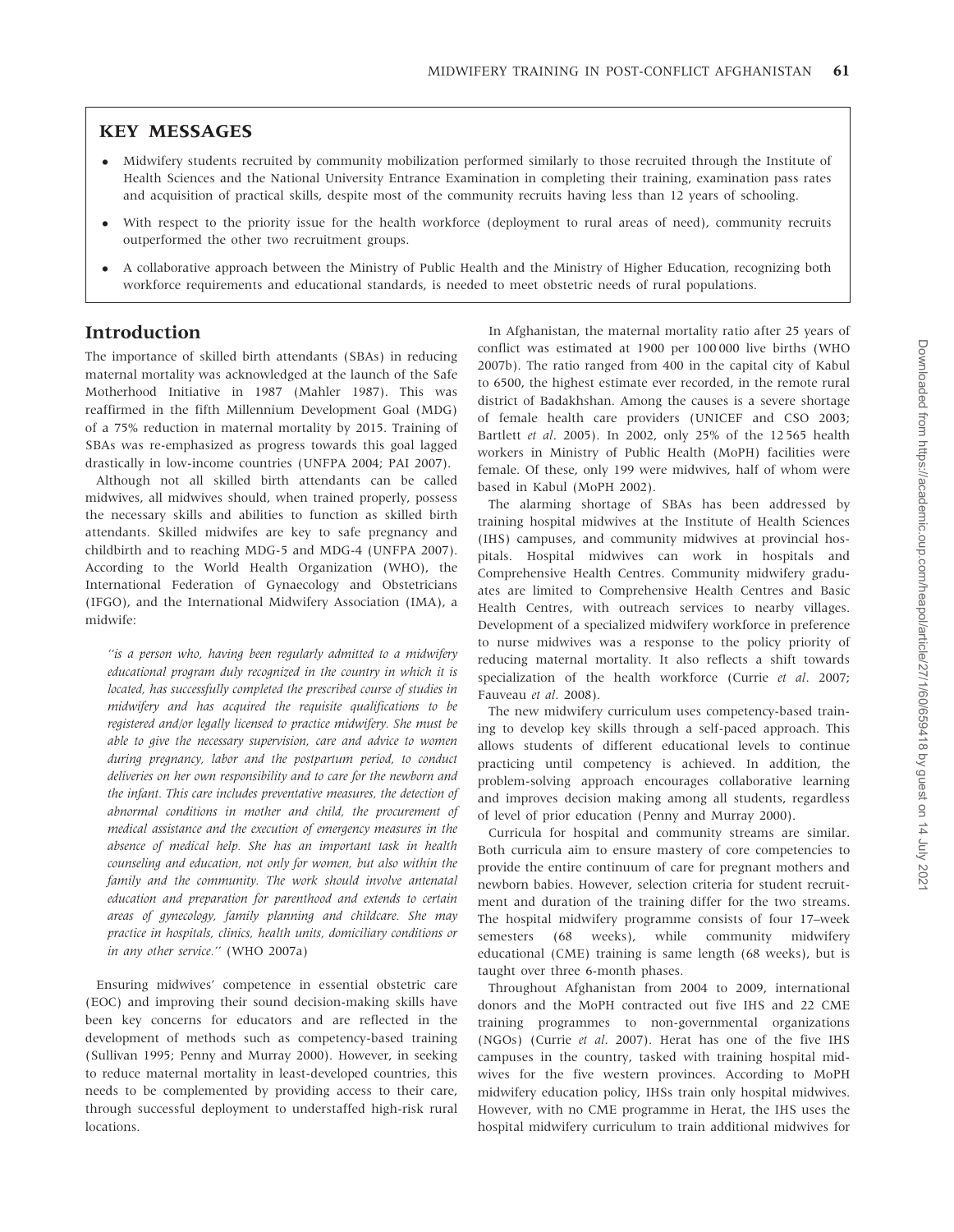## KEY MESSAGES

- Midwifery students recruited by community mobilization performed similarly to those recruited through the Institute of Health Sciences and the National University Entrance Examination in completing their training, examination pass rates and acquisition of practical skills, despite most of the community recruits having less than 12 years of schooling.
- With respect to the priority issue for the health workforce (deployment to rural areas of need), community recruits outperformed the other two recruitment groups.
- A collaborative approach between the Ministry of Public Health and the Ministry of Higher Education, recognizing both workforce requirements and educational standards, is needed to meet obstetric needs of rural populations.

## Introduction

The importance of skilled birth attendants (SBAs) in reducing maternal mortality was acknowledged at the launch of the Safe Motherhood Initiative in 1987 (Mahler 1987). This was reaffirmed in the fifth Millennium Development Goal (MDG) of a 75% reduction in maternal mortality by 2015. Training of SBAs was re-emphasized as progress towards this goal lagged drastically in low-income countries (UNFPA 2004; PAI 2007).

Although not all skilled birth attendants can be called midwives, all midwives should, when trained properly, possess the necessary skills and abilities to function as skilled birth attendants. Skilled midwifes are key to safe pregnancy and childbirth and to reaching MDG-5 and MDG-4 (UNFPA 2007). According to the World Health Organization (WHO), the International Federation of Gynaecology and Obstetricians (IFGO), and the International Midwifery Association (IMA), a midwife:

> *''is a person who, having been regularly admitted to a midwifery educational program duly recognized in the country in which it is located, has successfully completed the prescribed course of studies in midwifery and has acquired the requisite qualifications to be registered and/or legally licensed to practice midwifery. She must be able to give the necessary supervision, care and advice to women during pregnancy, labor and the postpartum period, to conduct deliveries on her own responsibility and to care for the newborn and the infant. This care includes preventative measures, the detection of abnormal conditions in mother and child, the procurement of medical assistance and the execution of emergency measures in the absence of medical help. She has an important task in health counseling and education, not only for women, but also within the family and the community. The work should involve antenatal education and preparation for parenthood and extends to certain areas of gynecology, family planning and childcare. She may practice in hospitals, clinics, health units, domiciliary conditions or in any other service.''* (WHO 2007a)

Ensuring midwives' competence in essential obstetric care (EOC) and improving their sound decision-making skills have been key concerns for educators and are reflected in the development of methods such as competency-based training (Sullivan 1995; Penny and Murray 2000). However, in seeking to reduce maternal mortality in least-developed countries, this needs to be complemented by providing access to their care, through successful deployment to understaffed high-risk rural locations.

In Afghanistan, the maternal mortality ratio after 25 years of conflict was estimated at 1900 per 100 000 live births (WHO 2007b). The ratio ranged from 400 in the capital city of Kabul to 6500, the highest estimate ever recorded, in the remote rural district of Badakhshan. Among the causes is a severe shortage of female health care providers (UNICEF and CSO 2003; Bartlett *et al*. 2005). In 2002, only 25% of the 12 565 health workers in Ministry of Public Health (MoPH) facilities were female. Of these, only 199 were midwives, half of whom were based in Kabul (MoPH 2002).

The alarming shortage of SBAs has been addressed by training hospital midwives at the Institute of Health Sciences (IHS) campuses, and community midwives at provincial hospitals. Hospital midwives can work in hospitals and Comprehensive Health Centres. Community midwifery graduates are limited to Comprehensive Health Centres and Basic Health Centres, with outreach services to nearby villages. Development of a specialized midwifery workforce in preference to nurse midwives was a response to the policy priority of reducing maternal mortality. It also reflects a shift towards specialization of the health workforce (Currie *et al*. 2007; Fauveau *et al*. 2008).

The new midwifery curriculum uses competency-based training to develop key skills through a self-paced approach. This allows students of different educational levels to continue practicing until competency is achieved. In addition, the problem-solving approach encourages collaborative learning and improves decision making among all students, regardless of level of prior education (Penny and Murray 2000).

Curricula for hospital and community streams are similar. Both curricula aim to ensure mastery of core competencies to provide the entire continuum of care for pregnant mothers and newborn babies. However, selection criteria for student recruitment and duration of the training differ for the two streams. The hospital midwifery programme consists of four 17–week semesters (68 weeks), while community midwifery educational (CME) training is same length (68 weeks), but is taught over three 6-month phases.

Throughout Afghanistan from 2004 to 2009, international donors and the MoPH contracted out five IHS and 22 CME training programmes to non-governmental organizations (NGOs) (Currie *et al*. 2007). Herat has one of the five IHS campuses in the country, tasked with training hospital midwives for the five western provinces. According to MoPH midwifery education policy, IHSs train only hospital midwives. However, with no CME programme in Herat, the IHS uses the hospital midwifery curriculum to train additional midwives for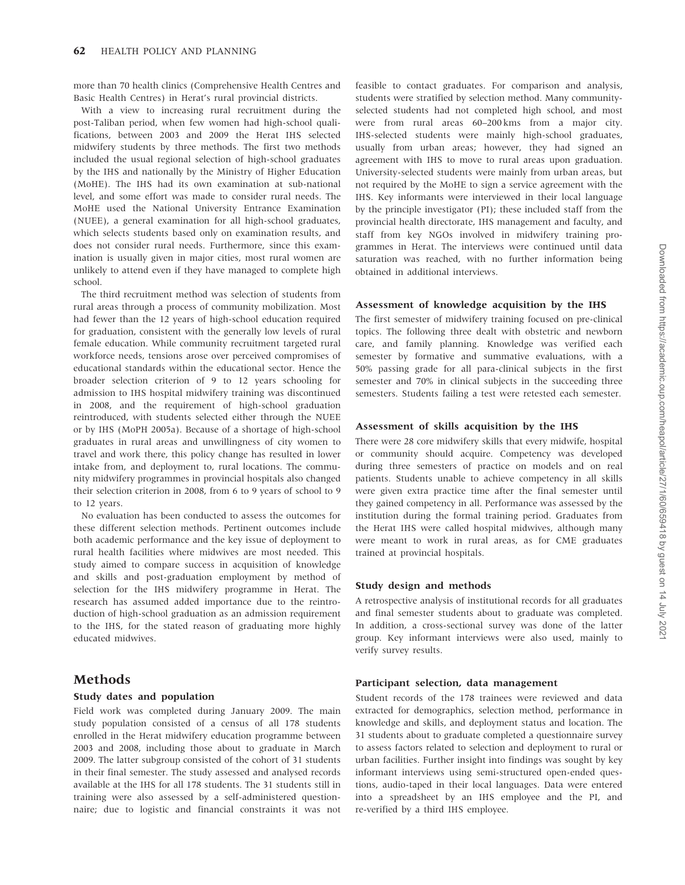more than 70 health clinics (Comprehensive Health Centres and Basic Health Centres) in Herat's rural provincial districts.

With a view to increasing rural recruitment during the post-Taliban period, when few women had high-school qualifications, between 2003 and 2009 the Herat IHS selected midwifery students by three methods. The first two methods included the usual regional selection of high-school graduates by the IHS and nationally by the Ministry of Higher Education (MoHE). The IHS had its own examination at sub-national level, and some effort was made to consider rural needs. The MoHE used the National University Entrance Examination (NUEE), a general examination for all high-school graduates, which selects students based only on examination results, and does not consider rural needs. Furthermore, since this examination is usually given in major cities, most rural women are unlikely to attend even if they have managed to complete high school.

The third recruitment method was selection of students from rural areas through a process of community mobilization. Most had fewer than the 12 years of high-school education required for graduation, consistent with the generally low levels of rural female education. While community recruitment targeted rural workforce needs, tensions arose over perceived compromises of educational standards within the educational sector. Hence the broader selection criterion of 9 to 12 years schooling for admission to IHS hospital midwifery training was discontinued in 2008, and the requirement of high-school graduation reintroduced, with students selected either through the NUEE or by IHS (MoPH 2005a). Because of a shortage of high-school graduates in rural areas and unwillingness of city women to travel and work there, this policy change has resulted in lower intake from, and deployment to, rural locations. The community midwifery programmes in provincial hospitals also changed their selection criterion in 2008, from 6 to 9 years of school to 9 to 12 years.

No evaluation has been conducted to assess the outcomes for these different selection methods. Pertinent outcomes include both academic performance and the key issue of deployment to rural health facilities where midwives are most needed. This study aimed to compare success in acquisition of knowledge and skills and post-graduation employment by method of selection for the IHS midwifery programme in Herat. The research has assumed added importance due to the reintroduction of high-school graduation as an admission requirement to the IHS, for the stated reason of graduating more highly educated midwives.

## Methods

### Study dates and population

Field work was completed during January 2009. The main study population consisted of a census of all 178 students enrolled in the Herat midwifery education programme between 2003 and 2008, including those about to graduate in March 2009. The latter subgroup consisted of the cohort of 31 students in their final semester. The study assessed and analysed records available at the IHS for all 178 students. The 31 students still in training were also assessed by a self-administered questionnaire; due to logistic and financial constraints it was not feasible to contact graduates. For comparison and analysis, students were stratified by selection method. Many community-selected students had not completed high school, and most were from rural areas 60–200 kms from a major city. IHS-selected students were mainly high-school graduates, usually from urban areas; however, they had signed an agreement with IHS to move to rural areas upon graduation. University-selected students were mainly from urban areas, but not required by the MoHE to sign a service agreement with the IHS. Key informants were interviewed in their local language by the principle investigator (PI); these included staff from the provincial health directorate, IHS management and faculty, and staff from key NGOs involved in midwifery training programmes in Herat. The interviews were continued until data saturation was reached, with no further information being obtained in additional interviews.

### Assessment of knowledge acquisition by the IHS

The first semester of midwifery training focused on pre-clinical topics. The following three dealt with obstetric and newborn care, and family planning. Knowledge was verified each semester by formative and summative evaluations, with a 50% passing grade for all para-clinical subjects in the first semester and 70% in clinical subjects in the succeeding three semesters. Students failing a test were retested each semester.

### Assessment of skills acquisition by the IHS

There were 28 core midwifery skills that every midwife, hospital or community should acquire. Competency was developed during three semesters of practice on models and on real patients. Students unable to achieve competency in all skills were given extra practice time after the final semester until they gained competency in all. Performance was assessed by the institution during the formal training period. Graduates from the Herat IHS were called hospital midwives, although many were meant to work in rural areas, as for CME graduates trained at provincial hospitals.

### Study design and methods

A retrospective analysis of institutional records for all graduates and final semester students about to graduate was completed. In addition, a cross-sectional survey was done of the latter group. Key informant interviews were also used, mainly to verify survey results.

### Participant selection, data management

Student records of the 178 trainees were reviewed and data extracted for demographics, selection method, performance in knowledge and skills, and deployment status and location. The 31 students about to graduate completed a questionnaire survey to assess factors related to selection and deployment to rural or urban facilities. Further insight into findings was sought by key informant interviews using semi-structured open-ended questions, audio-taped in their local languages. Data were entered into a spreadsheet by an IHS employee and the PI, and re-verified by a third IHS employee.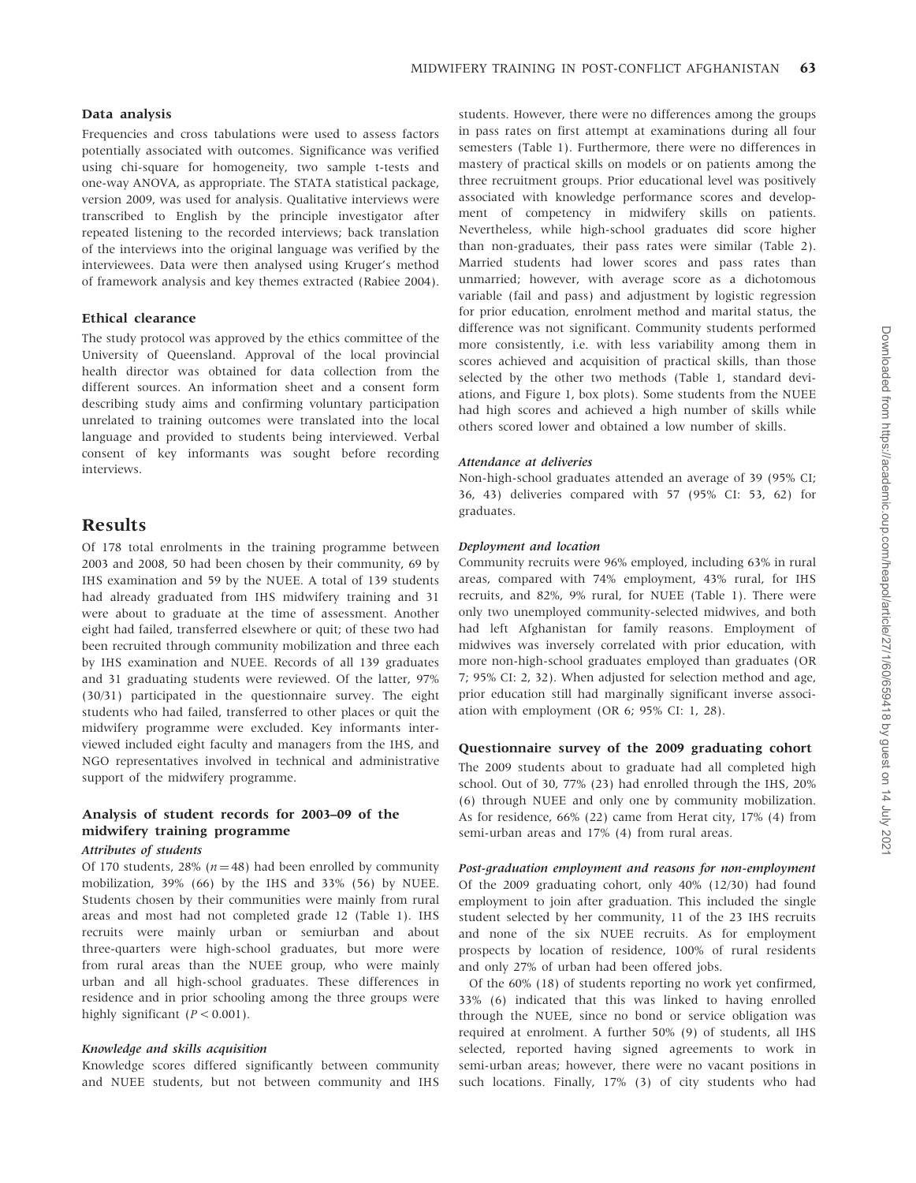### Data analysis

Frequencies and cross tabulations were used to assess factors potentially associated with outcomes. Significance was verified using chi-square for homogeneity, two sample t-tests and one-way ANOVA, as appropriate. The STATA statistical package, version 2009, was used for analysis. Qualitative interviews were transcribed to English by the principle investigator after repeated listening to the recorded interviews; back translation of the interviews into the original language was verified by the interviewees. Data were then analysed using Kruger's method of framework analysis and key themes extracted (Rabiee 2004).

### Ethical clearance

The study protocol was approved by the ethics committee of the University of Queensland. Approval of the local provincial health director was obtained for data collection from the different sources. An information sheet and a consent form describing study aims and confirming voluntary participation unrelated to training outcomes were translated into the local language and provided to students being interviewed. Verbal consent of key informants was sought before recording interviews.

## Results

Of 178 total enrolments in the training programme between 2003 and 2008, 50 had been chosen by their community, 69 by IHS examination and 59 by the NUEE. A total of 139 students had already graduated from IHS midwifery training and 31 were about to graduate at the time of assessment. Another eight had failed, transferred elsewhere or quit; of these two had been recruited through community mobilization and three each by IHS examination and NUEE. Records of all 139 graduates and 31 graduating students were reviewed. Of the latter, 97% (30/31) participated in the questionnaire survey. The eight students who had failed, transferred to other places or quit the midwifery programme were excluded. Key informants interviewed included eight faculty and managers from the IHS, and NGO representatives involved in technical and administrative support of the midwifery programme.

### Analysis of student records for 2003–09 of the midwifery training programme

#### *Attributes of students*

Of 170 students, 28% ($n = 48$) had been enrolled by community mobilization, 39% (66) by the IHS and 33% (56) by NUEE. Students chosen by their communities were mainly from rural areas and most had not completed grade 12 (Table 1). IHS recruits were mainly urban or semiurban and about three-quarters were high-school graduates, but more were from rural areas than the NUEE group, who were mainly urban and all high-school graduates. These differences in residence and in prior schooling among the three groups were highly significant ($P < 0.001$).

#### *Knowledge and skills acquisition*

Knowledge scores differed significantly between community and NUEE students, but not between community and IHS students. However, there were no differences among the groups in pass rates on first attempt at examinations during all four semesters (Table 1). Furthermore, there were no differences in mastery of practical skills on models or on patients among the three recruitment groups. Prior educational level was positively associated with knowledge performance scores and development of competency in midwifery skills on patients. Nevertheless, while high-school graduates did score higher than non-graduates, their pass rates were similar (Table 2). Married students had lower scores and pass rates than unmarried; however, with average score as a dichotomous variable (fail and pass) and adjustment by logistic regression for prior education, enrolment method and marital status, the difference was not significant. Community students performed more consistently, i.e. with less variability among them in scores achieved and acquisition of practical skills, than those selected by the other two methods (Table 1, standard deviations, and Figure 1, box plots). Some students from the NUEE had high scores and achieved a high number of skills while others scored lower and obtained a low number of skills.

#### *Attendance at deliveries*

Non-high-school graduates attended an average of 39 (95% CI; 36, 43) deliveries compared with 57 (95% CI: 53, 62) for graduates.

#### *Deployment and location*

Community recruits were 96% employed, including 63% in rural areas, compared with 74% employment, 43% rural, for IHS recruits, and 82%, 9% rural, for NUEE (Table 1). There were only two unemployed community-selected midwives, and both had left Afghanistan for family reasons. Employment of midwives was inversely correlated with prior education, with more non-high-school graduates employed than graduates (OR 7; 95% CI: 2, 32). When adjusted for selection method and age, prior education still had marginally significant inverse association with employment (OR 6; 95% CI: 1, 28).

### Questionnaire survey of the 2009 graduating cohort

The 2009 students about to graduate had all completed high school. Out of 30, 77% (23) had enrolled through the IHS, 20% (6) through NUEE and only one by community mobilization. As for residence, 66% (22) came from Herat city, 17% (4) from semi-urban areas and 17% (4) from rural areas.

#### *Post-graduation employment and reasons for non-employment*

Of the 2009 graduating cohort, only 40% (12/30) had found employment to join after graduation. This included the single student selected by her community, 11 of the 23 IHS recruits and none of the six NUEE recruits. As for employment prospects by location of residence, 100% of rural residents and only 27% of urban had been offered jobs.

Of the 60% (18) of students reporting no work yet confirmed, 33% (6) indicated that this was linked to having enrolled through the NUEE, since no bond or service obligation was required at enrolment. A further 50% (9) of students, all IHS selected, reported having signed agreements to work in semi-urban areas; however, there were no vacant positions in such locations. Finally, 17% (3) of city students who had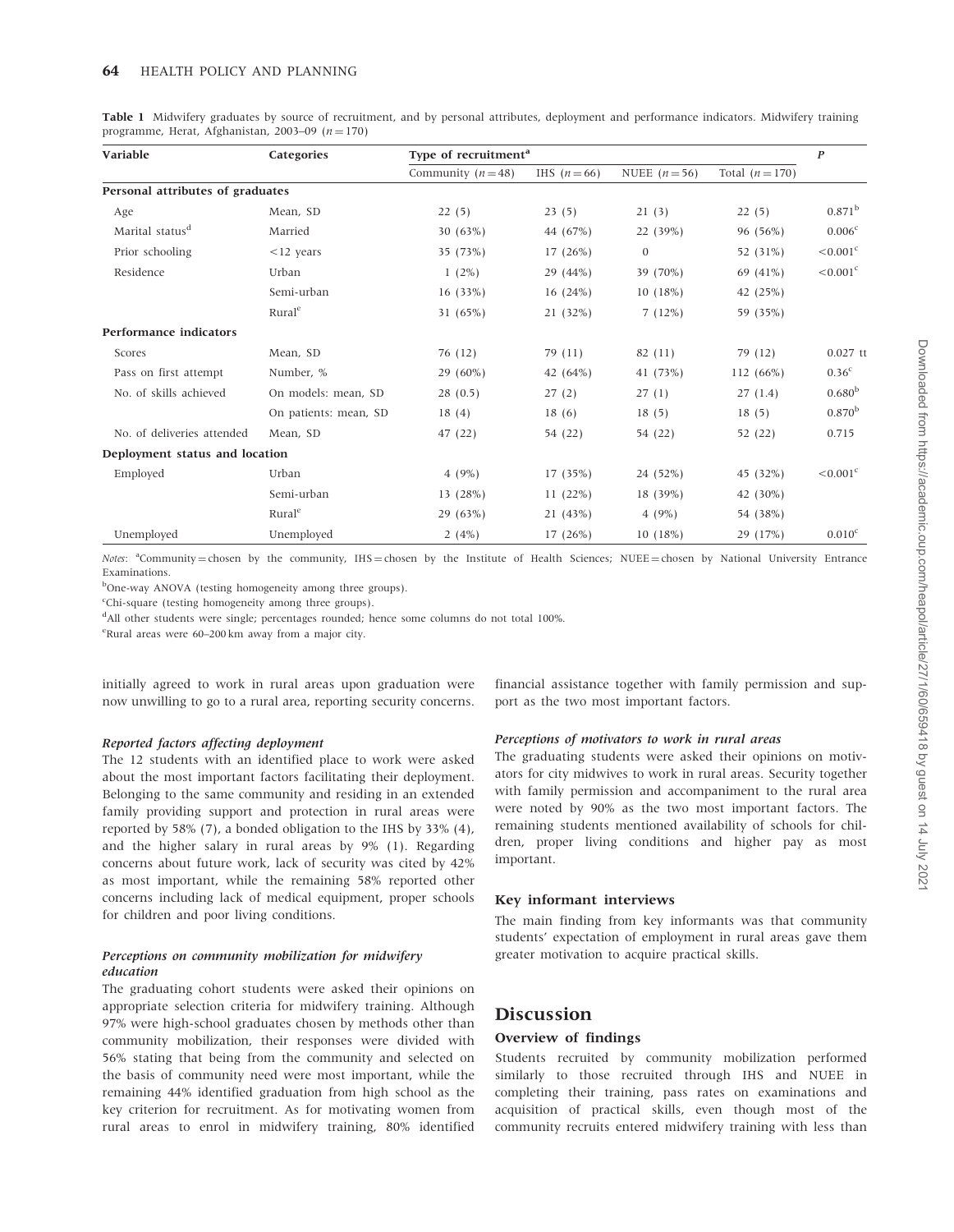**Table 1** Midwifery graduates by source of recruitment, and by personal attributes, deployment and performance indicators. Midwifery training programme, Herat, Afghanistan, 2003–09 ($n = 170$)

| Variable | Categories | Type of recruitment[a] | | | | P |
|---|---|---|---|---|---|---|
| | | Community ($n = 48$) | IHS ($n = 66$) | NUEE ($n = 56$) | Total ($n = 170$) | |
| **Personal attributes of graduates** | | | | | | |
| Age | Mean, SD | 22 (5) | 23 (5) | 21 (3) | 22 (5) | 0.871[b] |
| Marital status[d] | Married | 30 (63%) | 44 (67%) | 22 (39%) | 96 (56%) | 0.006[c] |
| Prior schooling | <12 years | 35 (73%) | 17 (26%) | 0 | 52 (31%) | <0.001[c] |
| Residence | Urban | 1 (2%) | 29 (44%) | 39 (70%) | 69 (41%) | <0.001[c] |
| | Semi-urban | 16 (33%) | 16 (24%) | 10 (18%) | 42 (25%) | |
| | Rural[e] | 31 (65%) | 21 (32%) | 7 (12%) | 59 (35%) | |
| **Performance indicators** | | | | | | |
| Scores | Mean, SD | 76 (12) | 79 (11) | 82 (11) | 79 (12) | 0.027 tt |
| Pass on first attempt | Number, % | 29 (60%) | 42 (64%) | 41 (73%) | 112 (66%) | 0.36[c] |
| No. of skills achieved | On models: mean, SD | 28 (0.5) | 27 (2) | 27 (1) | 27 (1.4) | 0.680[b] |
| | On patients: mean, SD | 18 (4) | 18 (6) | 18 (5) | 18 (5) | 0.870[b] |
| No. of deliveries attended | Mean, SD | 47 (22) | 54 (22) | 54 (22) | 52 (22) | 0.715 |
| **Deployment status and location** | | | | | | |
| Employed | Urban | 4 (9%) | 17 (35%) | 24 (52%) | 45 (32%) | <0.001[c] |
| | Semi-urban | 13 (28%) | 11 (22%) | 18 (39%) | 42 (30%) | |
| | Rural[e] | 29 (63%) | 21 (43%) | 4 (9%) | 54 (38%) | |
| Unemployed | Unemployed | 2 (4%) | 17 (26%) | 10 (18%) | 29 (17%) | 0.010[c] |

*Notes*: [a]Community = chosen by the community, IHS = chosen by the Institute of Health Sciences; NUEE = chosen by National University Entrance Examinations.

[b]One-way ANOVA (testing homogeneity among three groups).

[c]Chi-square (testing homogeneity among three groups).

[d]All other students were single; percentages rounded; hence some columns do not total 100%.

[e]Rural areas were 60–200 km away from a major city.

initially agreed to work in rural areas upon graduation were now unwilling to go to a rural area, reporting security concerns.

#### *Reported factors affecting deployment*

The 12 students with an identified place to work were asked about the most important factors facilitating their deployment. Belonging to the same community and residing in an extended family providing support and protection in rural areas were reported by 58% (7), a bonded obligation to the IHS by 33% (4), and the higher salary in rural areas by 9% (1). Regarding concerns about future work, lack of security was cited by 42% as most important, while the remaining 58% reported other concerns including lack of medical equipment, proper schools for children and poor living conditions.

#### *Perceptions on community mobilization for midwifery education*

The graduating cohort students were asked their opinions on appropriate selection criteria for midwifery training. Although 97% were high-school graduates chosen by methods other than community mobilization, their responses were divided with 56% stating that being from the community and selected on the basis of community need were most important, while the remaining 44% identified graduation from high school as the key criterion for recruitment. As for motivating women from rural areas to enrol in midwifery training, 80% identified financial assistance together with family permission and support as the two most important factors.

#### *Perceptions of motivators to work in rural areas*

The graduating students were asked their opinions on motivators for city midwives to work in rural areas. Security together with family permission and accompaniment to the rural area were noted by 90% as the two most important factors. The remaining students mentioned availability of schools for children, proper living conditions and higher pay as most important.

### Key informant interviews

The main finding from key informants was that community students' expectation of employment in rural areas gave them greater motivation to acquire practical skills.

## Discussion

### Overview of findings

Students recruited by community mobilization performed similarly to those recruited through IHS and NUEE in completing their training, pass rates on examinations and acquisition of practical skills, even though most of the community recruits entered midwifery training with less than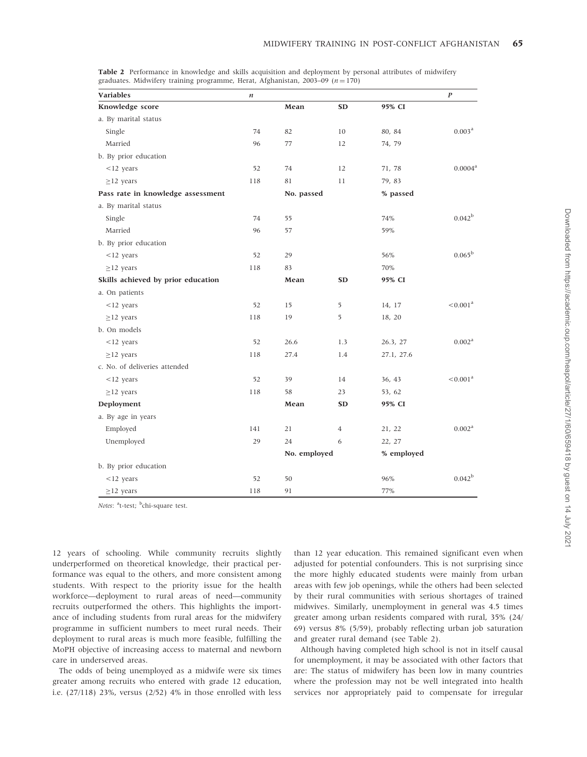**Table 2** Performance in knowledge and skills acquisition and deployment by personal attributes of midwifery graduates. Midwifery training programme, Herat, Afghanistan, 2003–09 ($n = 170$)

| Variables | *n* | | | | *P* |
|---|---|---|---|---|---|
| **Knowledge score** | | **Mean** | **SD** | **95% CI** | |
| a. By marital status | | | | | |
| Single | 74 | 82 | 10 | 80, 84 | 0.003[a] |
| Married | 96 | 77 | 12 | 74, 79 | |
| b. By prior education | | | | | |
| <12 years | 52 | 74 | 12 | 71, 78 | 0.0004[a] |
| ≥12 years | 118 | 81 | 11 | 79, 83 | |
| **Pass rate in knowledge assessment** | | **No. passed** | | **% passed** | |
| a. By marital status | | | | | |
| Single | 74 | 55 | | 74% | 0.042[b] |
| Married | 96 | 57 | | 59% | |
| b. By prior education | | | | | |
| <12 years | 52 | 29 | | 56% | 0.065[b] |
| ≥12 years | 118 | 83 | | 70% | |
| **Skills achieved by prior education** | | **Mean** | **SD** | **95% CI** | |
| a. On patients | | | | | |
| <12 years | 52 | 15 | 5 | 14, 17 | <0.001[a] |
| ≥12 years | 118 | 19 | 5 | 18, 20 | |
| b. On models | | | | | |
| <12 years | 52 | 26.6 | 1.3 | 26.3, 27 | 0.002[a] |
| ≥12 years | 118 | 27.4 | 1.4 | 27.1, 27.6 | |
| c. No. of deliveries attended | | | | | |
| <12 years | 52 | 39 | 14 | 36, 43 | <0.001[a] |
| ≥12 years | 118 | 58 | 23 | 53, 62 | |
| **Deployment** | | **Mean** | **SD** | **95% CI** | |
| a. By age in years | | | | | |
| Employed | 141 | 21 | 4 | 21, 22 | 0.002[a] |
| Unemployed | 29 | 24 | 6 | 22, 27 | |
| | | **No. employed** | | **% employed** | |
| b. By prior education | | | | | |
| <12 years | 52 | 50 | | 96% | 0.042[b] |
| ≥12 years | 118 | 91 | | 77% | |

*Notes*: [a]t-test; [b]chi-square test.

12 years of schooling. While community recruits slightly underperformed on theoretical knowledge, their practical performance was equal to the others, and more consistent among students. With respect to the priority issue for the health workforce—deployment to rural areas of need—community recruits outperformed the others. This highlights the importance of including students from rural areas for the midwifery programme in sufficient numbers to meet rural needs. Their deployment to rural areas is much more feasible, fulfilling the MoPH objective of increasing access to maternal and newborn care in underserved areas.

The odds of being unemployed as a midwife were six times greater among recruits who entered with grade 12 education, i.e. (27/118) 23%, versus (2/52) 4% in those enrolled with less than 12 year education. This remained significant even when adjusted for potential confounders. This is not surprising since the more highly educated students were mainly from urban areas with few job openings, while the others had been selected by their rural communities with serious shortages of trained midwives. Similarly, unemployment in general was 4.5 times greater among urban residents compared with rural, 35% (24/69) versus 8% (5/59), probably reflecting urban job saturation and greater rural demand (see Table 2).

Although having completed high school is not in itself causal for unemployment, it may be associated with other factors that are: The status of midwifery has been low in many countries where the profession may not be well integrated into health services nor appropriately paid to compensate for irregular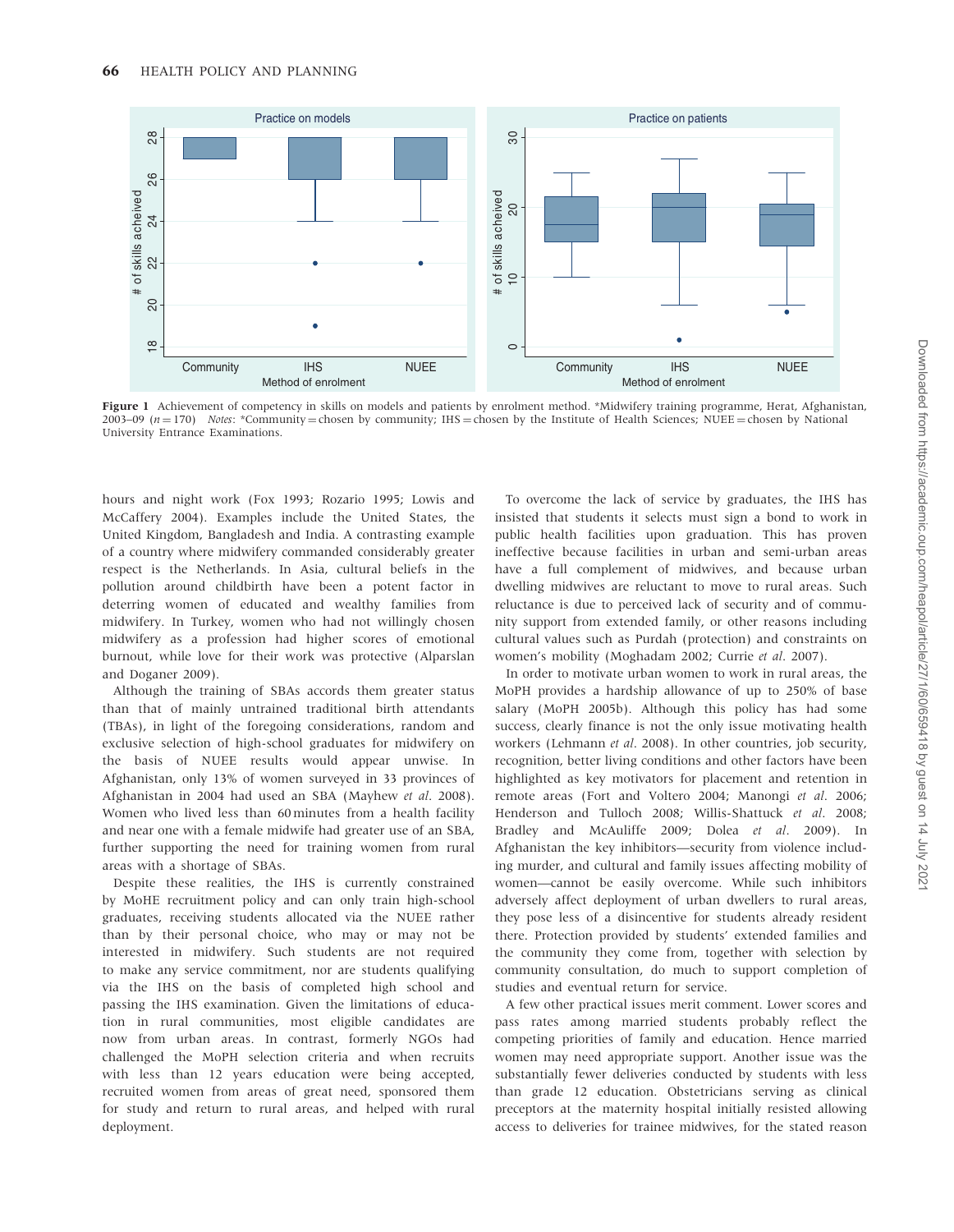Figure 1 Achievement of competency in skills on models and patients by enrolment method. *Midwifery training programme, Herat, Afghanistan, 2003–09 ($n = 170$) *Notes*: *Community = chosen by community; IHS = chosen by the Institute of Health Sciences; NUEE = chosen by National University Entrance Examinations.

hours and night work (Fox 1993; Rozario 1995; Lowis and McCaffery 2004). Examples include the United States, the United Kingdom, Bangladesh and India. A contrasting example of a country where midwifery commanded considerably greater respect is the Netherlands. In Asia, cultural beliefs in the pollution around childbirth have been a potent factor in deterring women of educated and wealthy families from midwifery. In Turkey, women who had not willingly chosen midwifery as a profession had higher scores of emotional burnout, while love for their work was protective (Alparslan and Doganer 2009).

Although the training of SBAs accords them greater status than that of mainly untrained traditional birth attendants (TBAs), in light of the foregoing considerations, random and exclusive selection of high-school graduates for midwifery on the basis of NUEE results would appear unwise. In Afghanistan, only 13% of women surveyed in 33 provinces of Afghanistan in 2004 had used an SBA (Mayhew *et al*. 2008). Women who lived less than 60 minutes from a health facility and near one with a female midwife had greater use of an SBA, further supporting the need for training women from rural areas with a shortage of SBAs.

Despite these realities, the IHS is currently constrained by MoHE recruitment policy and can only train high-school graduates, receiving students allocated via the NUEE rather than by their personal choice, who may or may not be interested in midwifery. Such students are not required to make any service commitment, nor are students qualifying via the IHS on the basis of completed high school and passing the IHS examination. Given the limitations of education in rural communities, most eligible candidates are now from urban areas. In contrast, formerly NGOs had challenged the MoPH selection criteria and when recruits with less than 12 years education were being accepted, recruited women from areas of great need, sponsored them for study and return to rural areas, and helped with rural deployment.

To overcome the lack of service by graduates, the IHS has insisted that students it selects must sign a bond to work in public health facilities upon graduation. This has proven ineffective because facilities in urban and semi-urban areas have a full complement of midwives, and because urban dwelling midwives are reluctant to move to rural areas. Such reluctance is due to perceived lack of security and of community support from extended family, or other reasons including cultural values such as Purdah (protection) and constraints on women's mobility (Moghadam 2002; Currie *et al*. 2007).

In order to motivate urban women to work in rural areas, the MoPH provides a hardship allowance of up to 250% of base salary (MoPH 2005b). Although this policy has had some success, clearly finance is not the only issue motivating health workers (Lehmann *et al*. 2008). In other countries, job security, recognition, better living conditions and other factors have been highlighted as key motivators for placement and retention in remote areas (Fort and Voltero 2004; Manongi *et al*. 2006; Henderson and Tulloch 2008; Willis-Shattuck *et al*. 2008; Bradley and McAuliffe 2009; Dolea *et al*. 2009). In Afghanistan the key inhibitors—security from violence including murder, and cultural and family issues affecting mobility of women—cannot be easily overcome. While such inhibitors adversely affect deployment of urban dwellers to rural areas, they pose less of a disincentive for students already resident there. Protection provided by students' extended families and the community they come from, together with selection by community consultation, do much to support completion of studies and eventual return for service.

A few other practical issues merit comment. Lower scores and pass rates among married students probably reflect the competing priorities of family and education. Hence married women may need appropriate support. Another issue was the substantially fewer deliveries conducted by students with less than grade 12 education. Obstetricians serving as clinical preceptors at the maternity hospital initially resisted allowing access to deliveries for trainee midwives, for the stated reason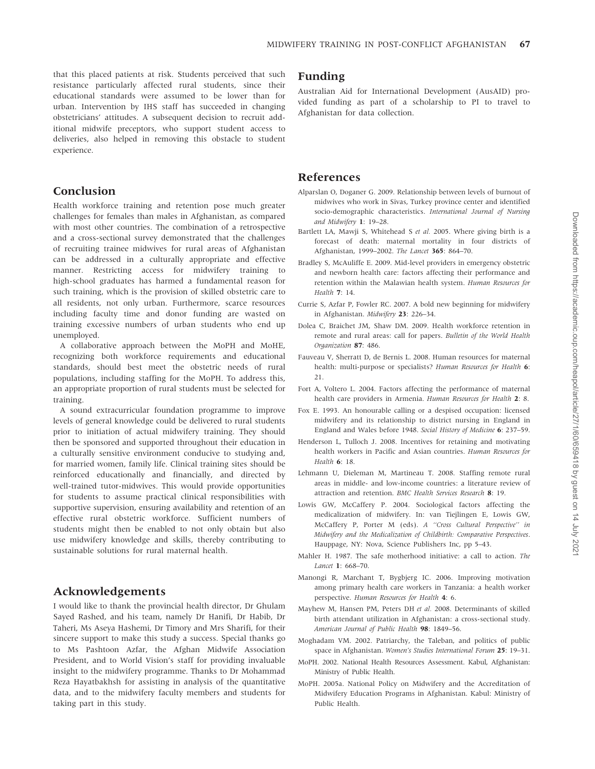that this placed patients at risk. Students perceived that such resistance particularly affected rural students, since their educational standards were assumed to be lower than for urban. Intervention by IHS staff has succeeded in changing obstetricians' attitudes. A subsequent decision to recruit additional midwife preceptors, who support student access to deliveries, also helped in removing this obstacle to student experience.

## Conclusion

Health workforce training and retention pose much greater challenges for females than males in Afghanistan, as compared with most other countries. The combination of a retrospective and a cross-sectional survey demonstrated that the challenges of recruiting trainee midwives for rural areas of Afghanistan can be addressed in a culturally appropriate and effective manner. Restricting access for midwifery training to high-school graduates has harmed a fundamental reason for such training, which is the provision of skilled obstetric care to all residents, not only urban. Furthermore, scarce resources including faculty time and donor funding are wasted on training excessive numbers of urban students who end up unemployed.

A collaborative approach between the MoPH and MoHE, recognizing both workforce requirements and educational standards, should best meet the obstetric needs of rural populations, including staffing for the MoPH. To address this, an appropriate proportion of rural students must be selected for training.

A sound extracurricular foundation programme to improve levels of general knowledge could be delivered to rural students prior to initiation of actual midwifery training. They should then be sponsored and supported throughout their education in a culturally sensitive environment conducive to studying and, for married women, family life. Clinical training sites should be reinforced educationally and financially, and directed by well-trained tutor-midwives. This would provide opportunities for students to assume practical clinical responsibilities with supportive supervision, ensuring availability and retention of an effective rural obstetric workforce. Sufficient numbers of students might then be enabled to not only obtain but also use midwifery knowledge and skills, thereby contributing to sustainable solutions for rural maternal health.

## Acknowledgements

I would like to thank the provincial health director, Dr Ghulam Sayed Rashed, and his team, namely Dr Hanifi, Dr Habib, Dr Taheri, Ms Aseya Hashemi, Dr Timory and Mrs Sharifi, for their sincere support to make this study a success. Special thanks go to Ms Pashtoon Azfar, the Afghan Midwife Association President, and to World Vision's staff for providing invaluable insight to the midwifery programme. Thanks to Dr Mohammad Reza Hayatbakhsh for assisting in analysis of the quantitative data, and to the midwifery faculty members and students for taking part in this study.

## Funding

Australian Aid for International Development (AusAID) provided funding as part of a scholarship to PI to travel to Afghanistan for data collection.

## References

Alparslan O, Doganer G. 2009. Relationship between levels of burnout of midwives who work in Sivas, Turkey province center and identified socio-demographic characteristics. *International Journal of Nursing and Midwifery* **1**: 19–28.

Bartlett LA, Mawji S, Whitehead S *et al.* 2005. Where giving birth is a forecast of death: maternal mortality in four districts of Afghanistan, 1999–2002. *The Lancet* **365**: 864–70.

Bradley S, McAuliffe E. 2009. Mid-level providers in emergency obstetric and newborn health care: factors affecting their performance and retention within the Malawian health system. *Human Resources for Health* **7**: 14.

Currie S, Azfar P, Fowler RC. 2007. A bold new beginning for midwifery in Afghanistan. *Midwifery* **23**: 226–34.

Dolea C, Braichet JM, Shaw DM. 2009. Health workforce retention in remote and rural areas: call for papers. *Bulletin of the World Health Organization* **87**: 486.

Fauveau V, Sherratt D, de Bernis L. 2008. Human resources for maternal health: multi-purpose or specialists? *Human Resources for Health* **6**: 21.

Fort A, Voltero L. 2004. Factors affecting the performance of maternal health care providers in Armenia. *Human Resources for Health* **2**: 8.

Fox E. 1993. An honourable calling or a despised occupation: licensed midwifery and its relationship to district nursing in England in England and Wales before 1948. *Social History of Medicine* **6**: 237–59.

Henderson L, Tulloch J. 2008. Incentives for retaining and motivating health workers in Pacific and Asian countries. *Human Resources for Health* **6**: 18.

Lehmann U, Dieleman M, Martineau T. 2008. Staffing remote rural areas in middle- and low-income countries: a literature review of attraction and retention. *BMC Health Services Research* **8**: 19.

Lowis GW, McCaffery P. 2004. Sociological factors affecting the medicalization of midwifery. In: van Tiejlingen E, Lowis GW, McCaffery P, Porter M (eds). *A "Cross Cultural Perspective" in Midwifery and the Medicalization of Childbirth: Comparative Perspectives*. Hauppage, NY: Nova, Science Publishers Inc, pp 5–43.

Mahler H. 1987. The safe motherhood initiative: a call to action. *The Lancet* **1**: 668–70.

Manongi R, Marchant T, Bygbjerg IC. 2006. Improving motivation among primary health care workers in Tanzania: a health worker perspective. *Human Resources for Health* **4**: 6.

Mayhew M, Hansen PM, Peters DH *et al.* 2008. Determinants of skilled birth attendant utilization in Afghanistan: a cross-sectional study. *American Journal of Public Health* **98**: 1849–56.

Moghadam VM. 2002. Patriarchy, the Taleban, and politics of public space in Afghanistan. *Women's Studies International Forum* **25**: 19–31.

MoPH. 2002. National Health Resources Assessment. Kabul, Afghanistan: Ministry of Public Health.

MoPH. 2005a. National Policy on Midwifery and the Accreditation of Midwifery Education Programs in Afghanistan. Kabul: Ministry of Public Health.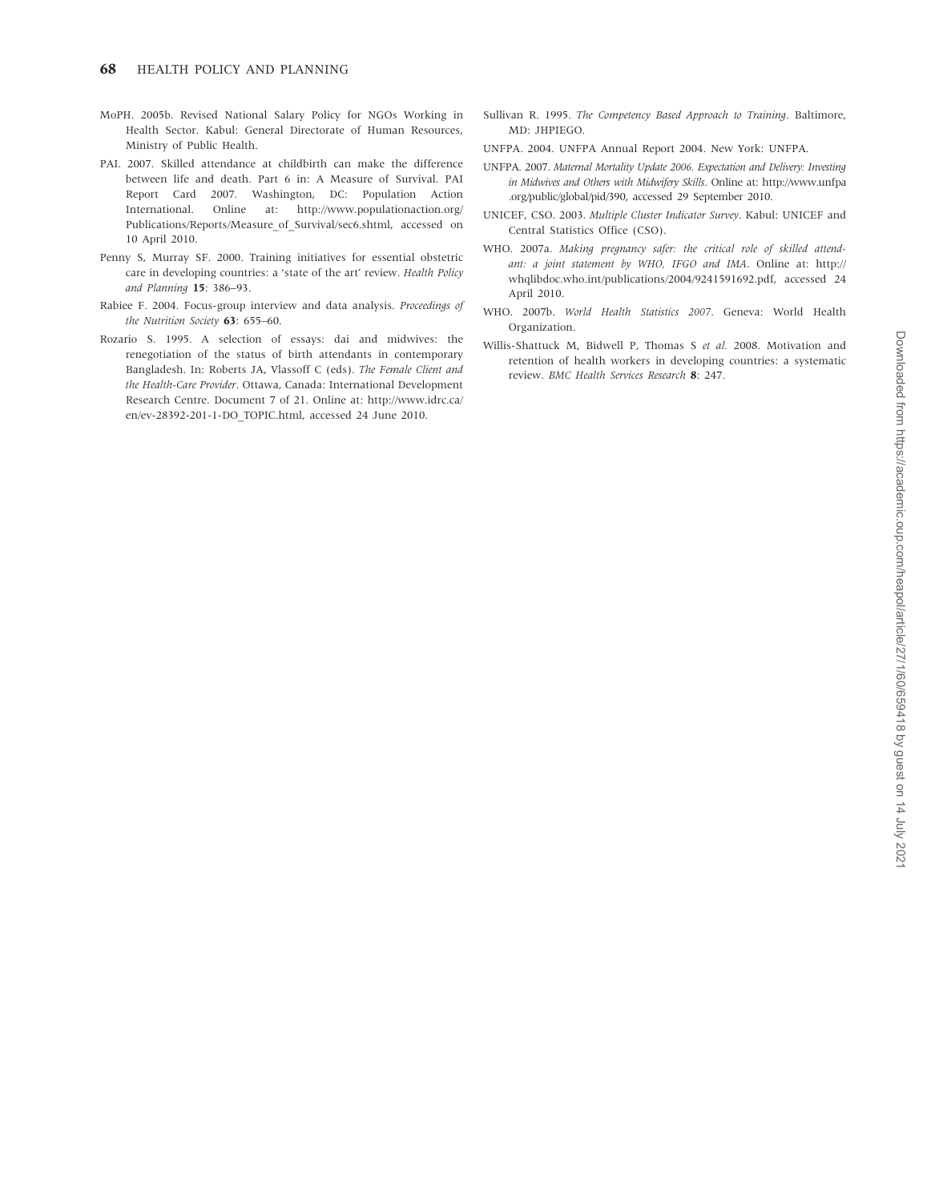MoPH. 2005b. Revised National Salary Policy for NGOs Working in Health Sector. Kabul: General Directorate of Human Resources, Ministry of Public Health.

PAI. 2007. Skilled attendance at childbirth can make the difference between life and death. Part 6 in: A Measure of Survival. PAI Report Card 2007. Washington, DC: Population Action International. Online at: http://www.populationaction.org/Publications/Reports/Measure_of_Survival/sec6.shtml, accessed on 10 April 2010.

Penny S, Murray SF. 2000. Training initiatives for essential obstetric care in developing countries: a 'state of the art' review. *Health Policy and Planning* **15**: 386–93.

Rabiee F. 2004. Focus-group interview and data analysis. *Proceedings of the Nutrition Society* **63**: 655–60.

Rozario S. 1995. A selection of essays: dai and midwives: the renegotiation of the status of birth attendants in contemporary Bangladesh. In: Roberts JA, Vlassoff C (eds). *The Female Client and the Health-Care Provider*. Ottawa, Canada: International Development Research Centre. Document 7 of 21. Online at: http://www.idrc.ca/en/ev-28392-201-1-DO_TOPIC.html, accessed 24 June 2010.

Sullivan R. 1995. *The Competency Based Approach to Training*. Baltimore, MD: JHPIEGO.

UNFPA. 2004. UNFPA Annual Report 2004. New York: UNFPA.

UNFPA. 2007. *Maternal Mortality Update 2006. Expectation and Delivery: Investing in Midwives and Others with Midwifery Skills*. Online at: http://www.unfpa.org/public/global/pid/390, accessed 29 September 2010.

UNICEF, CSO. 2003. *Multiple Cluster Indicator Survey*. Kabul: UNICEF and Central Statistics Office (CSO).

WHO. 2007a. *Making pregnancy safer: the critical role of skilled attendant: a joint statement by WHO, IFGO and IMA*. Online at: http://whqlibdoc.who.int/publications/2004/9241591692.pdf, accessed 24 April 2010.

WHO. 2007b. *World Health Statistics 2007*. Geneva: World Health Organization.

Willis-Shattuck M, Bidwell P, Thomas S *et al.* 2008. Motivation and retention of health workers in developing countries: a systematic review. *BMC Health Services Research* **8**: 247.